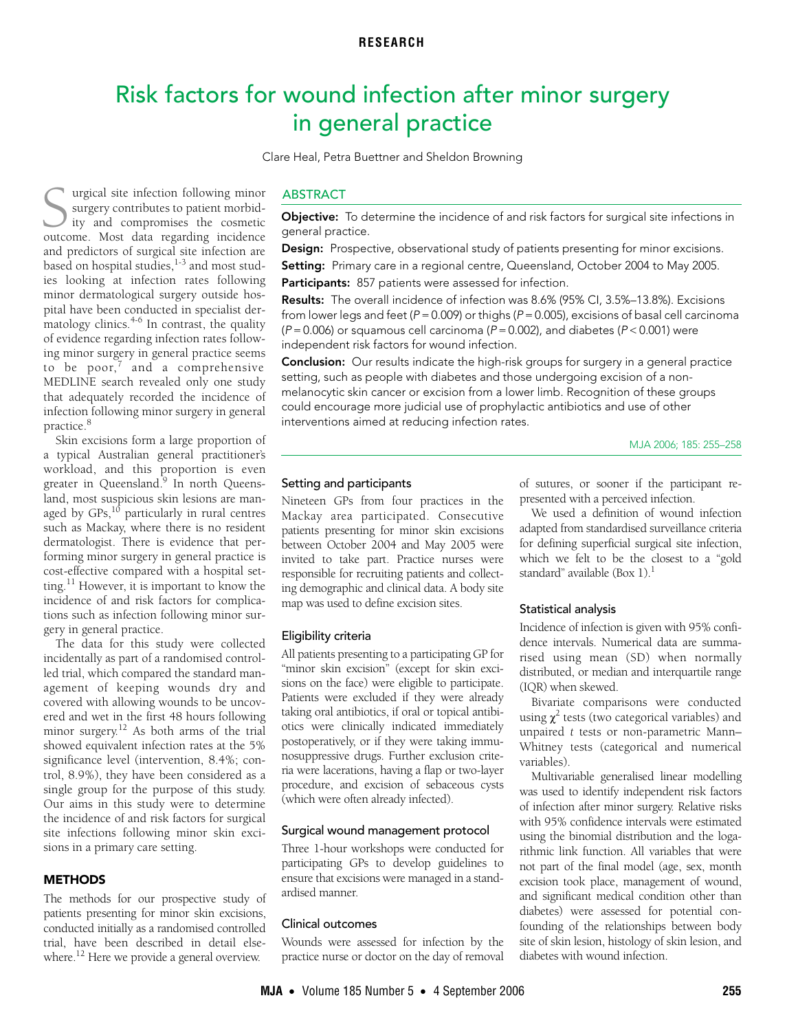RESEARCH

# Risk factors for wound infection after minor surgery in general practice

Clare Heal, Petra Buettner and Sheldon Browning

## ABSTRACT

**Objective:** To determine the incidence of and risk factors for surgical site infections in general practice.

**Design:** Prospective, observational study of patients presenting for minor excisions.

**Setting:** Primary care in a regional centre, Queensland, October 2004 to May 2005.

**Participants:** 857 patients were assessed for infection.

**Results:** The overall incidence of infection was 8.6% (95% CI, 3.5%–13.8%). Excisions from lower legs and feet ($P = 0.009$) or thighs ($P = 0.005$), excisions of basal cell carcinoma ($P = 0.006$) or squamous cell carcinoma ($P = 0.002$), and diabetes ($P < 0.001$) were independent risk factors for wound infection.

**Conclusion:** Our results indicate the high-risk groups for surgery in a general practice setting, such as people with diabetes and those undergoing excision of a non-melanocytic skin cancer or excision from a lower limb. Recognition of these groups could encourage more judicial use of prophylactic antibiotics and use of other interventions aimed at reducing infection rates.

Surgical site infection following minor surgery contributes to patient morbidity and compromises the cosmetic outcome. Most data regarding incidence and predictors of surgical site infection are based on hospital studies,[1-3] and most studies looking at infection rates following minor dermatological surgery outside hospital have been conducted in specialist dermatology clinics.[4-6] In contrast, the quality of evidence regarding infection rates following minor surgery in general practice seems to be poor,[7] and a comprehensive MEDLINE search revealed only one study that adequately recorded the incidence of infection following minor surgery in general practice.[8]

Skin excisions form a large proportion of a typical Australian general practitioner's workload, and this proportion is even greater in Queensland.[9] In north Queensland, most suspicious skin lesions are managed by GPs,[10] particularly in rural centres such as Mackay, where there is no resident dermatologist. There is evidence that performing minor surgery in general practice is cost-effective compared with a hospital setting.[11] However, it is important to know the incidence of and risk factors for complications such as infection following minor surgery in general practice.

The data for this study were collected incidentally as part of a randomised controlled trial, which compared the standard management of keeping wounds dry and covered with allowing wounds to be uncovered and wet in the first 48 hours following minor surgery.[12] As both arms of the trial showed equivalent infection rates at the 5% significance level (intervention, 8.4%; control, 8.9%), they have been considered as a single group for the purpose of this study. Our aims in this study were to determine the incidence of and risk factors for surgical site infections following minor skin excisions in a primary care setting.

## METHODS

The methods for our prospective study of patients presenting for minor skin excisions, conducted initially as a randomised controlled trial, have been described in detail elsewhere.[12] Here we provide a general overview.

### Setting and participants

Nineteen GPs from four practices in the Mackay area participated. Consecutive patients presenting for minor skin excisions between October 2004 and May 2005 were invited to take part. Practice nurses were responsible for recruiting patients and collecting demographic and clinical data. A body site map was used to define excision sites.

### Eligibility criteria

All patients presenting to a participating GP for "minor skin excision" (except for skin excisions on the face) were eligible to participate. Patients were excluded if they were already taking oral antibiotics, if oral or topical antibiotics were clinically indicated immediately postoperatively, or if they were taking immunosuppressive drugs. Further exclusion criteria were lacerations, having a flap or two-layer procedure, and excision of sebaceous cysts (which were often already infected).

### Surgical wound management protocol

Three 1-hour workshops were conducted for participating GPs to develop guidelines to ensure that excisions were managed in a standardised manner.

### Clinical outcomes

Wounds were assessed for infection by the practice nurse or doctor on the day of removal of sutures, or sooner if the participant re-presented with a perceived infection.

We used a definition of wound infection adapted from standardised surveillance criteria for defining superficial surgical site infection, which we felt to be the closest to a "gold standard" available (Box 1).[1]

### Statistical analysis

Incidence of infection is given with 95% confidence intervals. Numerical data are summarised using mean (SD) when normally distributed, or median and interquartile range (IQR) when skewed.

Bivariate comparisons were conducted using $\chi^2$ tests (two categorical variables) and unpaired *t* tests or non-parametric Mann–Whitney tests (categorical and numerical variables).

Multivariable generalised linear modelling was used to identify independent risk factors of infection after minor surgery. Relative risks with 95% confidence intervals were estimated using the binomial distribution and the logarithmic link function. All variables that were not part of the final model (age, sex, month excision took place, management of wound, and significant medical condition other than diabetes) were assessed for potential confounding of the relationships between body site of skin lesion, histology of skin lesion, and diabetes with wound infection.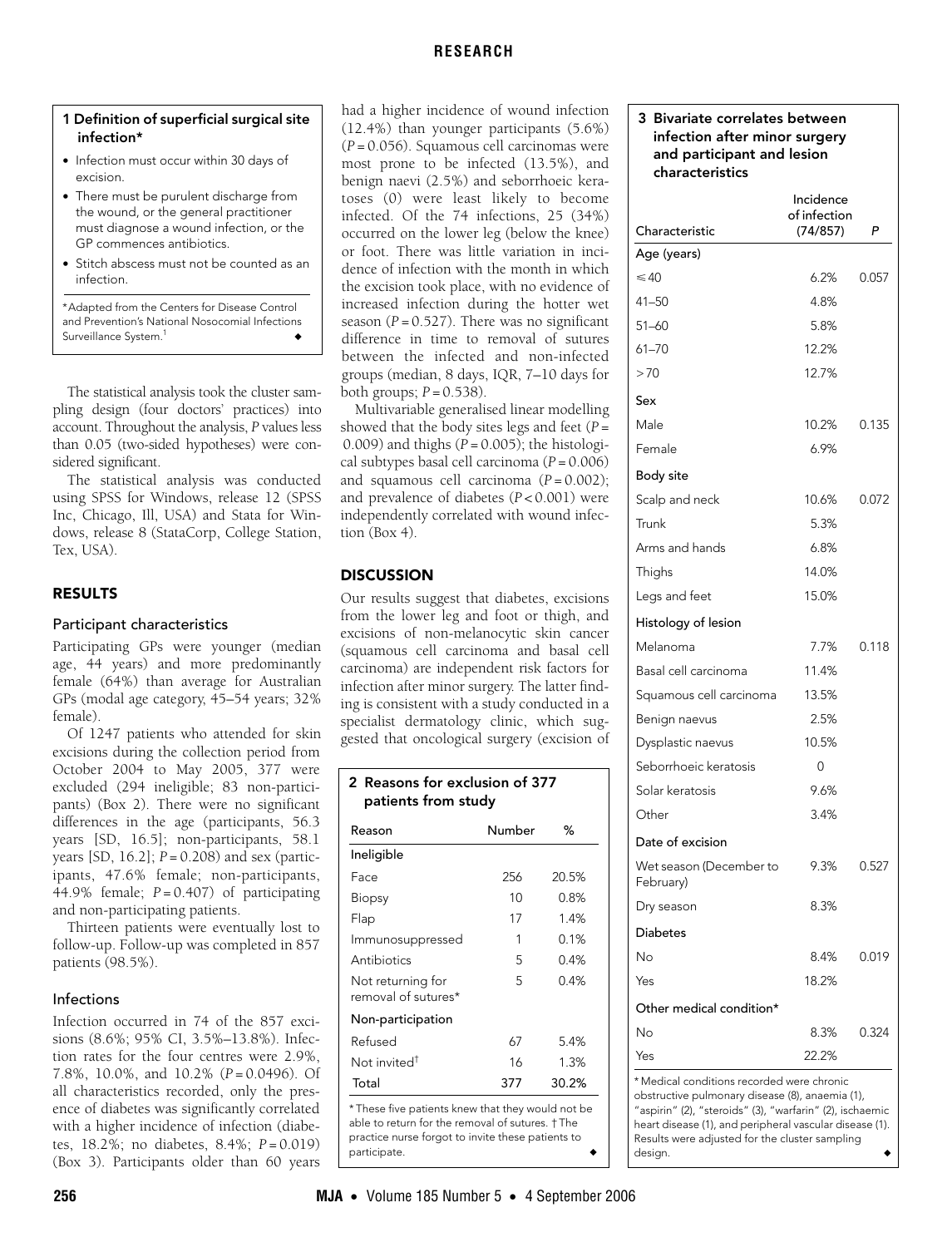### 1 Definition of superficial surgical site infection*

- Infection must occur within 30 days of excision.
- There must be purulent discharge from the wound, or the general practitioner must diagnose a wound infection, or the GP commences antibiotics.
- Stitch abscess must not be counted as an infection.

*Adapted from the Centers for Disease Control and Prevention's National Nosocomial Infections Surveillance System.[1]

The statistical analysis took the cluster sampling design (four doctors' practices) into account. Throughout the analysis, *P* values less than 0.05 (two-sided hypotheses) were considered significant.

The statistical analysis was conducted using SPSS for Windows, release 12 (SPSS Inc, Chicago, Ill, USA) and Stata for Windows, release 8 (StataCorp, College Station, Tex, USA).

## RESULTS

### Participant characteristics

Participating GPs were younger (median age, 44 years) and more predominantly female (64%) than average for Australian GPs (modal age category, 45–54 years; 32% female).

Of 1247 patients who attended for skin excisions during the collection period from October 2004 to May 2005, 377 were excluded (294 ineligible; 83 non-participants) (Box 2). There were no significant differences in the age (participants, 56.3 years [SD, 16.5]; non-participants, 58.1 years [SD, 16.2]; *P* = 0.208) and sex (participants, 47.6% female; non-participants, 44.9% female; *P* = 0.407) of participating and non-participating patients.

Thirteen patients were eventually lost to follow-up. Follow-up was completed in 857 patients (98.5%).

### Infections

Infection occurred in 74 of the 857 excisions (8.6%; 95% CI, 3.5%–13.8%). Infection rates for the four centres were 2.9%, 7.8%, 10.0%, and 10.2% (*P* = 0.0496). Of all characteristics recorded, only the presence of diabetes was significantly correlated with a higher incidence of infection (diabetes, 18.2%; no diabetes, 8.4%; *P* = 0.019) (Box 3). Participants older than 60 years had a higher incidence of wound infection (12.4%) than younger participants (5.6%) (*P* = 0.056). Squamous cell carcinomas were most prone to be infected (13.5%), and benign naevi (2.5%) and seborrhoeic keratoses (0) were least likely to become infected. Of the 74 infections, 25 (34%) occurred on the lower leg (below the knee) or foot. There was little variation in incidence of infection with the month in which the excision took place, with no evidence of increased infection during the hotter wet season (*P* = 0.527). There was no significant difference in time to removal of sutures between the infected and non-infected groups (median, 8 days, IQR, 7–10 days for both groups; *P* = 0.538).

Multivariable generalised linear modelling showed that the body sites legs and feet (*P* = 0.009) and thighs (*P* = 0.005); the histological subtypes basal cell carcinoma (*P* = 0.006) and squamous cell carcinoma (*P* = 0.002); and prevalence of diabetes (*P* < 0.001) were independently correlated with wound infection (Box 4).

## DISCUSSION

Our results suggest that diabetes, excisions from the lower leg and foot or thigh, and excisions of non-melanocytic skin cancer (squamous cell carcinoma and basal cell carcinoma) are independent risk factors for infection after minor surgery. The latter finding is consistent with a study conducted in a specialist dermatology clinic, which suggested that oncological surgery (excision of

### 2 Reasons for exclusion of 377 patients from study

| Reason | Number | % |
|---|---|---|
| **Ineligible** | | |
| Face | 256 | 20.5% |
| Biopsy | 10 | 0.8% |
| Flap | 17 | 1.4% |
| Immunosuppressed | 1 | 0.1% |
| Antibiotics | 5 | 0.4% |
| Not returning for removal of sutures* | 5 | 0.4% |
| **Non-participation** | | |
| Refused | 67 | 5.4% |
| Not invited† | 16 | 1.3% |
| Total | 377 | 30.2% |

* These five patients knew that they would not be able to return for the removal of sutures. † The practice nurse forgot to invite these patients to participate.

### 3 Bivariate correlates between infection after minor surgery and participant and lesion characteristics

| Characteristic | Incidence of infection (74/857) | *P* |
|---|---|---|
| **Age (years)** | | |
| ≤ 40 | 6.2% | 0.057 |
| 41–50 | 4.8% | |
| 51–60 | 5.8% | |
| 61–70 | 12.2% | |
| > 70 | 12.7% | |
| **Sex** | | |
| Male | 10.2% | 0.135 |
| Female | 6.9% | |
| **Body site** | | |
| Scalp and neck | 10.6% | 0.072 |
| Trunk | 5.3% | |
| Arms and hands | 6.8% | |
| Thighs | 14.0% | |
| Legs and feet | 15.0% | |
| **Histology of lesion** | | |
| Melanoma | 7.7% | 0.118 |
| Basal cell carcinoma | 11.4% | |
| Squamous cell carcinoma | 13.5% | |
| Benign naevus | 2.5% | |
| Dysplastic naevus | 10.5% | |
| Seborrhoeic keratosis | 0 | |
| Solar keratosis | 9.6% | |
| Other | 3.4% | |
| **Date of excision** | | |
| Wet season (December to February) | 9.3% | 0.527 |
| Dry season | 8.3% | |
| **Diabetes** | | |
| No | 8.4% | 0.019 |
| Yes | 18.2% | |
| **Other medical condition*** | | |
| No | 8.3% | 0.324 |
| Yes | 22.2% | |

* Medical conditions recorded were chronic obstructive pulmonary disease (8), anaemia (1), "aspirin" (2), "steroids" (3), "warfarin" (2), ischaemic heart disease (1), and peripheral vascular disease (1). Results were adjusted for the cluster sampling design.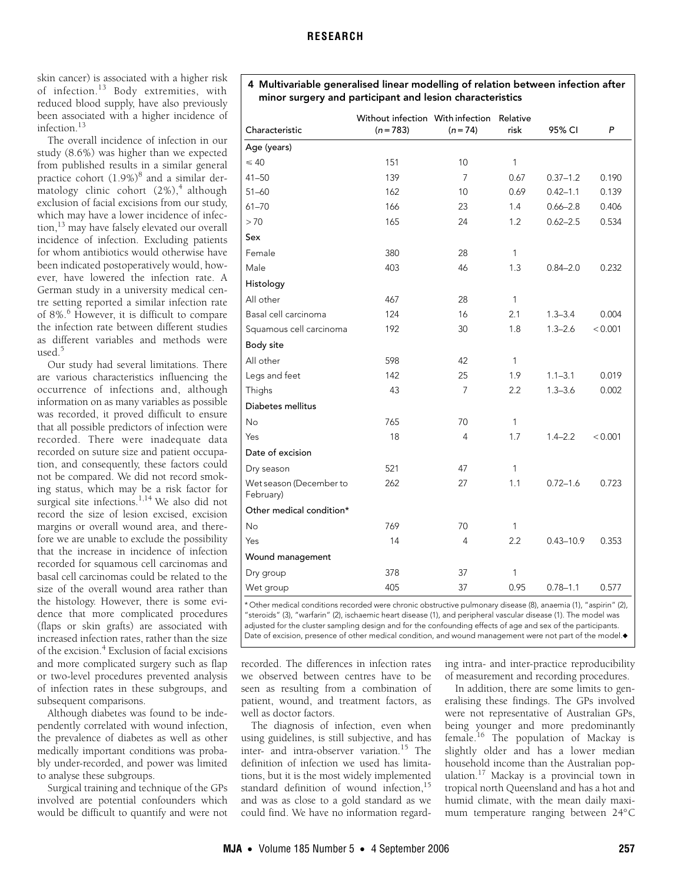skin cancer) is associated with a higher risk of infection.[13] Body extremities, with reduced blood supply, have also previously been associated with a higher incidence of infection.[13]

The overall incidence of infection in our study (8.6%) was higher than we expected from published results in a similar general practice cohort (1.9%)[8] and a similar dermatology clinic cohort (2%),[4] although exclusion of facial excisions from our study, which may have a lower incidence of infection,[13] may have falsely elevated our overall incidence of infection. Excluding patients for whom antibiotics would otherwise have been indicated postoperatively would, however, have lowered the infection rate. A German study in a university medical centre setting reported a similar infection rate of 8%.[6] However, it is difficult to compare the infection rate between different studies as different variables and methods were used.[5]

Our study had several limitations. There are various characteristics influencing the occurrence of infections and, although information on as many variables as possible was recorded, it proved difficult to ensure that all possible predictors of infection were recorded. There were inadequate data recorded on suture size and patient occupation, and consequently, these factors could not be compared. We did not record smoking status, which may be a risk factor for surgical site infections.[1,14] We also did not record the size of lesion excised, excision margins or overall wound area, and therefore we are unable to exclude the possibility that the increase in incidence of infection recorded for squamous cell carcinomas and basal cell carcinomas could be related to the size of the overall wound area rather than the histology. However, there is some evidence that more complicated procedures (flaps or skin grafts) are associated with increased infection rates, rather than the size of the excision.[4] Exclusion of facial excisions and more complicated surgery such as flap or two-level procedures prevented analysis of infection rates in these subgroups, and subsequent comparisons.

Although diabetes was found to be independently correlated with wound infection, the prevalence of diabetes as well as other medically important conditions was probably under-recorded, and power was limited to analyse these subgroups.

Surgical training and technique of the GPs involved are potential confounders which would be difficult to quantify and were not recorded. The differences in infection rates we observed between centres have to be seen as resulting from a combination of patient, wound, and treatment factors, as well as doctor factors.

The diagnosis of infection, even when using guidelines, is still subjective, and has inter- and intra-observer variation.[15] The definition of infection we used has limitations, but it is the most widely implemented standard definition of wound infection,[15] and was as close to a gold standard as we could find. We have no information regarding intra- and inter-practice reproducibility of measurement and recording procedures.

In addition, there are some limits to generalising these findings. The GPs involved were not representative of Australian GPs, being younger and more predominantly female.[16] The population of Mackay is slightly older and has a lower median household income than the Australian population.[17] Mackay is a provincial town in tropical north Queensland and has a hot and humid climate, with the mean daily maximum temperature ranging between 24°C

**4 Multivariable generalised linear modelling of relation between infection after minor surgery and participant and lesion characteristics**

| Characteristic | Without infection ($n = 783$) | With infection ($n = 74$) | Relative risk | 95% CI | $P$ |
|---|---|---|---|---|---|
| **Age (years)** | | | | | |
| ⩽ 40 | 151 | 10 | 1 | | |
| 41–50 | 139 | 7 | 0.67 | 0.37–1.2 | 0.190 |
| 51–60 | 162 | 10 | 0.69 | 0.42–1.1 | 0.139 |
| 61–70 | 166 | 23 | 1.4 | 0.66–2.8 | 0.406 |
| > 70 | 165 | 24 | 1.2 | 0.62–2.5 | 0.534 |
| **Sex** | | | | | |
| Female | 380 | 28 | 1 | | |
| Male | 403 | 46 | 1.3 | 0.84–2.0 | 0.232 |
| **Histology** | | | | | |
| All other | 467 | 28 | 1 | | |
| Basal cell carcinoma | 124 | 16 | 2.1 | 1.3–3.4 | 0.004 |
| Squamous cell carcinoma | 192 | 30 | 1.8 | 1.3–2.6 | < 0.001 |
| **Body site** | | | | | |
| All other | 598 | 42 | 1 | | |
| Legs and feet | 142 | 25 | 1.9 | 1.1–3.1 | 0.019 |
| Thighs | 43 | 7 | 2.2 | 1.3–3.6 | 0.002 |
| **Diabetes mellitus** | | | | | |
| No | 765 | 70 | 1 | | |
| Yes | 18 | 4 | 1.7 | 1.4–2.2 | < 0.001 |
| **Date of excision** | | | | | |
| Dry season | 521 | 47 | 1 | | |
| Wet season (December to February) | 262 | 27 | 1.1 | 0.72–1.6 | 0.723 |
| **Other medical condition*** | | | | | |
| No | 769 | 70 | 1 | | |
| Yes | 14 | 4 | 2.2 | 0.43–10.9 | 0.353 |
| **Wound management** | | | | | |
| Dry group | 378 | 37 | 1 | | |
| Wet group | 405 | 37 | 0.95 | 0.78–1.1 | 0.577 |

* Other medical conditions recorded were chronic obstructive pulmonary disease (8), anaemia (1), "aspirin" (2), "steroids" (3), "warfarin" (2), ischaemic heart disease (1), and peripheral vascular disease (1). The model was adjusted for the cluster sampling design and for the confounding effects of age and sex of the participants. Date of excision, presence of other medical condition, and wound management were not part of the model.◆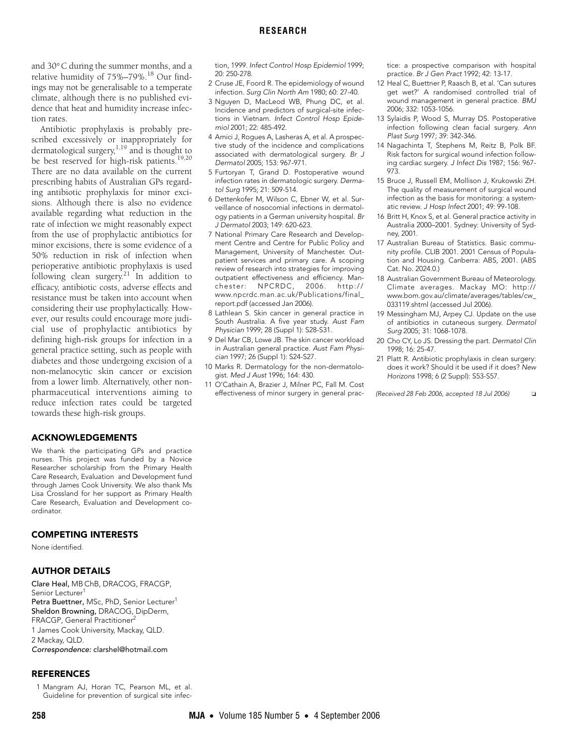and 30° C during the summer months, and a relative humidity of 75%–79%.[18] Our findings may not be generalisable to a temperate climate, although there is no published evidence that heat and humidity increase infection rates.

Antibiotic prophylaxis is probably prescribed excessively or inappropriately for dermatological surgery,[1,19] and is thought to be best reserved for high-risk patients.[19,20] There are no data available on the current prescribing habits of Australian GPs regarding antibiotic prophylaxis for minor excisions. Although there is also no evidence available regarding what reduction in the rate of infection we might reasonably expect from the use of prophylactic antibiotics for minor excisions, there is some evidence of a 50% reduction in risk of infection when perioperative antibiotic prophylaxis is used following clean surgery.[21] In addition to efficacy, antibiotic costs, adverse effects and resistance must be taken into account when considering their use prophylactically. However, our results could encourage more judicial use of prophylactic antibiotics by defining high-risk groups for infection in a general practice setting, such as people with diabetes and those undergoing excision of a non-melanocytic skin cancer or excision from a lower limb. Alternatively, other non-pharmaceutical interventions aiming to reduce infection rates could be targeted towards these high-risk groups.

## ACKNOWLEDGEMENTS

We thank the participating GPs and practice nurses. This project was funded by a Novice Researcher scholarship from the Primary Health Care Research, Evaluation and Development fund through James Cook University. We also thank Ms Lisa Crossland for her support as Primary Health Care Research, Evaluation and Development co-ordinator.

## COMPETING INTERESTS

None identified.

## AUTHOR DETAILS

**Clare Heal,** MB ChB, DRACOG, FRACGP, Senior Lecturer[1]
**Petra Buettner,** MSc, PhD, Senior Lecturer[1]
**Sheldon Browning,** DRACOG, DipDerm, FRACGP, General Practitioner[2]
1 James Cook University, Mackay, QLD.
2 Mackay, QLD.
*Correspondence:* clarshel@hotmail.com

## REFERENCES

1 Mangram AJ, Horan TC, Pearson ML, et al. Guideline for prevention of surgical site infection, 1999. *Infect Control Hosp Epidemiol* 1999; 20: 250-278.

2 Cruse JE, Foord R. The epidemiology of wound infection. *Surg Clin North Am* 1980; 60: 27-40.

3 Nguyen D, MacLeod WB, Phung DC, et al. Incidence and predictors of surgical-site infections in Vietnam. *Infect Control Hosp Epidemiol* 2001; 22: 485-492.

4 Amici J, Rogues A, Lasheras A, et al. A prospective study of the incidence and complications associated with dermatological surgery. *Br J Dermatol* 2005; 153: 967-971.

5 Furtoryan T, Grand D. Postoperative wound infection rates in dermatologic surgery. *Dermatol Surg* 1995; 21: 509-514.

6 Dettenkofer M, Wilson C, Ebner W, et al. Surveillance of nosocomial infections in dermatology patients in a German university hospital. *Br J Dermatol* 2003; 149: 620-623.

7 National Primary Care Research and Development Centre and Centre for Public Policy and Management, University of Manchester. Outpatient services and primary care. A scoping review of research into strategies for improving outpatient effectiveness and efficiency. Manchester: NPCRDC, 2006. http://www.npcrdc.man.ac.uk/Publications/final_report.pdf (accessed Jan 2006).

8 Lathlean S. Skin cancer in general practice in South Australia. A five year study. *Aust Fam Physician* 1999; 28 (Suppl 1): S28-S31.

9 Del Mar CB, Lowe JB. The skin cancer workload in Australian general practice. *Aust Fam Physician* 1997; 26 (Suppl 1): S24-S27.

10 Marks R. Dermatology for the non-dermatologist. *Med J Aust* 1996; 164: 430.

11 O'Cathain A, Brazier J, Milner PC, Fall M. Cost effectiveness of minor surgery in general practice: a prospective comparison with hospital practice. *Br J Gen Pract* 1992; 42: 13-17.

12 Heal C, Buettner P, Raasch B, et al. 'Can sutures get wet?' A randomised controlled trial of wound management in general practice. *BMJ* 2006; 332: 1053-1056.

13 Sylaidis P, Wood S, Murray DS. Postoperative infection following clean facial surgery. *Ann Plast Surg* 1997; 39: 342-346.

14 Nagachinta T, Stephens M, Reitz B, Polk BF. Risk factors for surgical wound infection following cardiac surgery. *J Infect Dis* 1987; 156: 967-973.

15 Bruce J, Russell EM, Mollison J, Krukowski ZH. The quality of measurement of surgical wound infection as the basis for monitoring: a systematic review. *J Hosp Infect* 2001; 49: 99-108.

16 Britt H, Knox S, et al. General practice activity in Australia 2000–2001. Sydney: University of Sydney, 2001.

17 Australian Bureau of Statistics. Basic community profile. CLIB 2001. 2001 Census of Population and Housing. Canberra: ABS, 2001. (ABS Cat. No. 2024.0.)

18 Australian Government Bureau of Meteorology. Climate averages. Mackay MO: http://www.bom.gov.au/climate/averages/tables/cw_033119.shtml (accessed Jul 2006).

19 Messingham MJ, Arpey CJ. Update on the use of antibiotics in cutaneous surgery. *Dermatol Surg* 2005; 31: 1068-1078.

20 Cho CY, Lo JS. Dressing the part. *Dermatol Clin* 1998; 16: 25-47.

21 Platt R. Antibiotic prophylaxis in clean surgery: does it work? Should it be used if it does? *New Horizons* 1998; 6 (2 Suppl): S53-S57.

*(Received 28 Feb 2006, accepted 18 Jul 2006)*